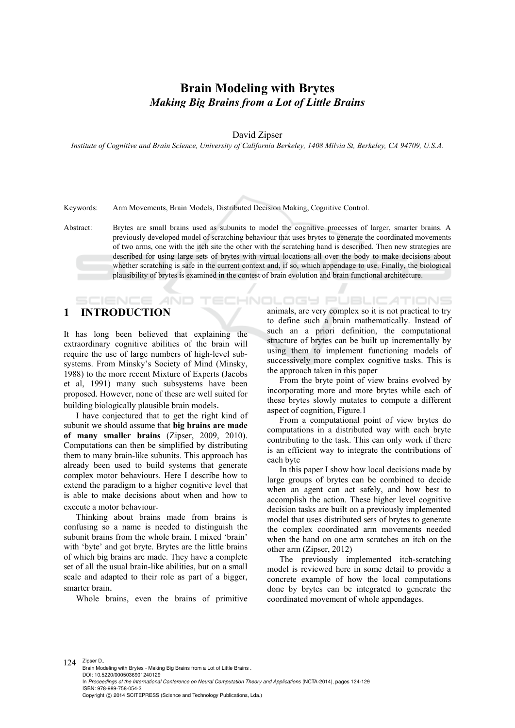# Brain Modeling with Brytes

## *Making Big Brains from a Lot of Little Brains*

David Zipser

*Institute of Cognitive and Brain Science, University of California Berkeley, 1408 Milvia St, Berkeley, CA 94709, U.S.A.*

Keywords: Arm Movements, Brain Models, Distributed Decision Making, Cognitive Control.

Abstract: Brytes are small brains used as subunits to model the cognitive processes of larger, smarter brains. A previously developed model of scratching behaviour that uses brytes to generate the coordinated movements of two arms, one with the itch site the other with the scratching hand is described. Then new strategies are described for using large sets of brytes with virtual locations all over the body to make decisions about whether scratching is safe in the current context and, if so, which appendage to use. Finally, the biological plausibility of brytes is examined in the contest of brain evolution and brain functional architecture.

## 1 INTRODUCTION

It has long been believed that explaining the extraordinary cognitive abilities of the brain will require the use of large numbers of high-level subsystems. From Minsky's Society of Mind (Minsky, 1988) to the more recent Mixture of Experts (Jacobs et al, 1991) many such subsystems have been proposed. However, none of these are well suited for building biologically plausible brain models.

I have conjectured that to get the right kind of subunit we should assume that **big brains are made of many smaller brains** (Zipser, 2009, 2010). Computations can then be simplified by distributing them to many brain-like subunits. This approach has already been used to build systems that generate complex motor behaviours. Here I describe how to extend the paradigm to a higher cognitive level that is able to make decisions about when and how to execute a motor behaviour.

Thinking about brains made from brains is confusing so a name is needed to distinguish the subunit brains from the whole brain. I mixed 'brain' with 'byte' and got bryte. Brytes are the little brains of which big brains are made. They have a complete set of all the usual brain-like abilities, but on a small scale and adapted to their role as part of a bigger, smarter brain.

Whole brains, even the brains of primitive animals, are very complex so it is not practical to try to define such a brain mathematically. Instead of such an a priori definition, the computational structure of brytes can be built up incrementally by using them to implement functioning models of successively more complex cognitive tasks. This is the approach taken in this paper

From the bryte point of view brains evolved by incorporating more and more brytes while each of these brytes slowly mutates to compute a different aspect of cognition, Figure.1

From a computational point of view brytes do computations in a distributed way with each bryte contributing to the task. This can only work if there is an efficient way to integrate the contributions of each byte

In this paper I show how local decisions made by large groups of brytes can be combined to decide when an agent can act safely, and how best to accomplish the action. These higher level cognitive decision tasks are built on a previously implemented model that uses distributed sets of brytes to generate the complex coordinated arm movements needed when the hand on one arm scratches an itch on the other arm (Zipser, 2012)

The previously implemented itch-scratching model is reviewed here in some detail to provide a concrete example of how the local computations done by brytes can be integrated to generate the coordinated movement of whole appendages.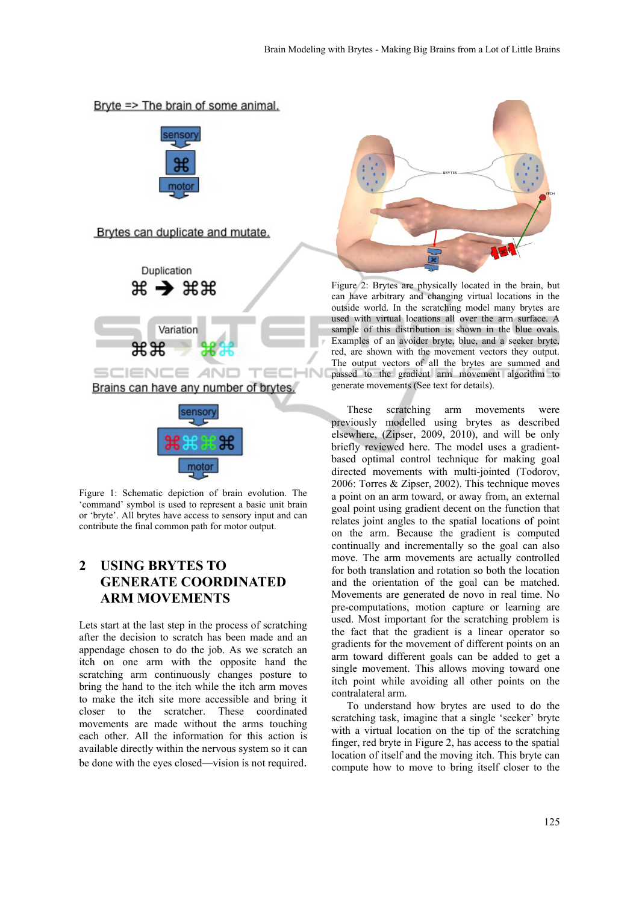Figure 1: Schematic depiction of brain evolution. The 'command' symbol is used to represent a basic unit brain or 'bryte'. All brytes have access to sensory input and can contribute the final common path for motor output.

## 2 USING BRYTES TO GENERATE COORDINATED ARM MOVEMENTS

Lets start at the last step in the process of scratching after the decision to scratch has been made and an appendage chosen to do the job. As we scratch an itch on one arm with the opposite hand the scratching arm continuously changes posture to bring the hand to the itch while the itch arm moves to make the itch site more accessible and bring it closer to the scratcher. These coordinated movements are made without the arms touching each other. All the information for this action is available directly within the nervous system so it can be done with the eyes closed—vision is not required.

Figure 2: Brytes are physically located in the brain, but can have arbitrary and changing virtual locations in the outside world. In the scratching model many brytes are used with virtual locations all over the arm surface. A sample of this distribution is shown in the blue ovals. Examples of an avoider bryte, blue, and a seeker bryte, red, are shown with the movement vectors they output. The output vectors of all the brytes are summed and passed to the gradient arm movement algorithm to generate movements (See text for details).

These scratching arm movements were previously modelled using brytes as described elsewhere, (Zipser, 2009, 2010), and will be only briefly reviewed here. The model uses a gradient-based optimal control technique for making goal directed movements with multi-jointed (Todorov, 2006: Torres & Zipser, 2002). This technique moves a point on an arm toward, or away from, an external goal point using gradient decent on the function that relates joint angles to the spatial locations of point on the arm. Because the gradient is computed continually and incrementally so the goal can also move. The arm movements are actually controlled for both translation and rotation so both the location and the orientation of the goal can be matched. Movements are generated de novo in real time. No pre-computations, motion capture or learning are used. Most important for the scratching problem is the fact that the gradient is a linear operator so gradients for the movement of different points on an arm toward different goals can be added to get a single movement. This allows moving toward one itch point while avoiding all other points on the contralateral arm.

To understand how brytes are used to do the scratching task, imagine that a single 'seeker' bryte with a virtual location on the tip of the scratching finger, red bryte in Figure 2, has access to the spatial location of itself and the moving itch. This bryte can compute how to move to bring itself closer to the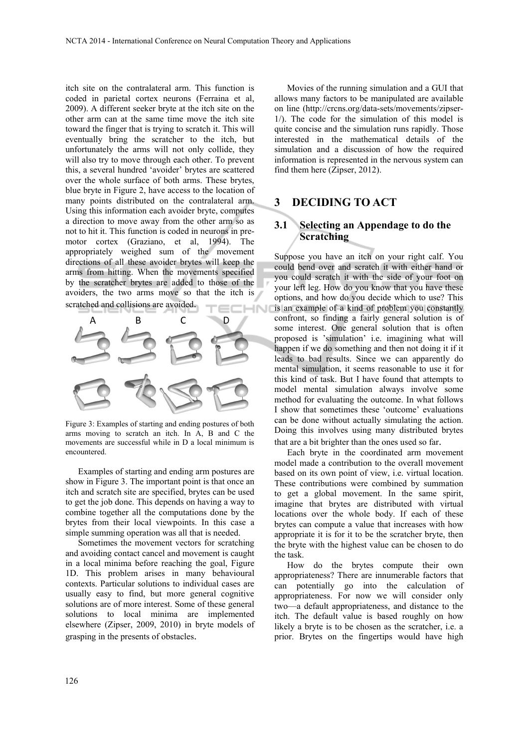itch site on the contralateral arm. This function is coded in parietal cortex neurons (Ferraina et al, 2009). A different seeker bryte at the itch site on the other arm can at the same time move the itch site toward the finger that is trying to scratch it. This will eventually bring the scratcher to the itch, but unfortunately the arms will not only collide, they will also try to move through each other. To prevent this, a several hundred 'avoider' brytes are scattered over the whole surface of both arms. These brytes, blue bryte in Figure 2, have access to the location of many points distributed on the contralateral arm. Using this information each avoider bryte, computes a direction to move away from the other arm so as not to hit it. This function is coded in neurons in pre-motor cortex (Graziano, et al, 1994). The appropriately weighed sum of the movement directions of all these avoider brytes will keep the arms from hitting. When the movements specified by the scratcher brytes are added to those of the avoiders, the two arms move so that the itch is scratched and collisions are avoided.

Figure 3: Examples of starting and ending postures of both arms moving to scratch an itch. In A, B and C the movements are successful while in D a local minimum is encountered.

Examples of starting and ending arm postures are show in Figure 3. The important point is that once an itch and scratch site are specified, brytes can be used to get the job done. This depends on having a way to combine together all the computations done by the brytes from their local viewpoints. In this case a simple summing operation was all that is needed.

Sometimes the movement vectors for scratching and avoiding contact cancel and movement is caught in a local minima before reaching the goal, Figure 1D. This problem arises in many behavioural contexts. Particular solutions to individual cases are usually easy to find, but more general cognitive solutions are of more interest. Some of these general solutions to local minima are implemented elsewhere (Zipser, 2009, 2010) in bryte models of grasping in the presents of obstacles.

Movies of the running simulation and a GUI that allows many factors to be manipulated are available on line (http://crcns.org/data-sets/movements/zipser-1/). The code for the simulation of this model is quite concise and the simulation runs rapidly. Those interested in the mathematical details of the simulation and a discussion of how the required information is represented in the nervous system can find them here (Zipser, 2012).

## 3 DECIDING TO ACT

### 3.1 Selecting an Appendage to do the Scratching

Suppose you have an itch on your right calf. You could bend over and scratch it with either hand or you could scratch it with the side of your foot on your left leg. How do you know that you have these options, and how do you decide which to use? This is an example of a kind of problem you constantly confront, so finding a fairly general solution is of some interest. One general solution that is often proposed is 'simulation' i.e. imagining what will happen if we do something and then not doing it if it leads to bad results. Since we can apparently do mental simulation, it seems reasonable to use it for this kind of task. But I have found that attempts to model mental simulation always involve some method for evaluating the outcome. In what follows I show that sometimes these 'outcome' evaluations can be done without actually simulating the action. Doing this involves using many distributed brytes that are a bit brighter than the ones used so far.

Each bryte in the coordinated arm movement model made a contribution to the overall movement based on its own point of view, i.e. virtual location. These contributions were combined by summation to get a global movement. In the same spirit, imagine that brytes are distributed with virtual locations over the whole body. If each of these brytes can compute a value that increases with how appropriate it is for it to be the scratcher bryte, then the bryte with the highest value can be chosen to do the task.

How do the brytes compute their own appropriateness? There are innumerable factors that can potentially go into the calculation of appropriateness. For now we will consider only two—a default appropriateness, and distance to the itch. The default value is based roughly on how likely a bryte is to be chosen as the scratcher, i.e. a prior. Brytes on the fingertips would have high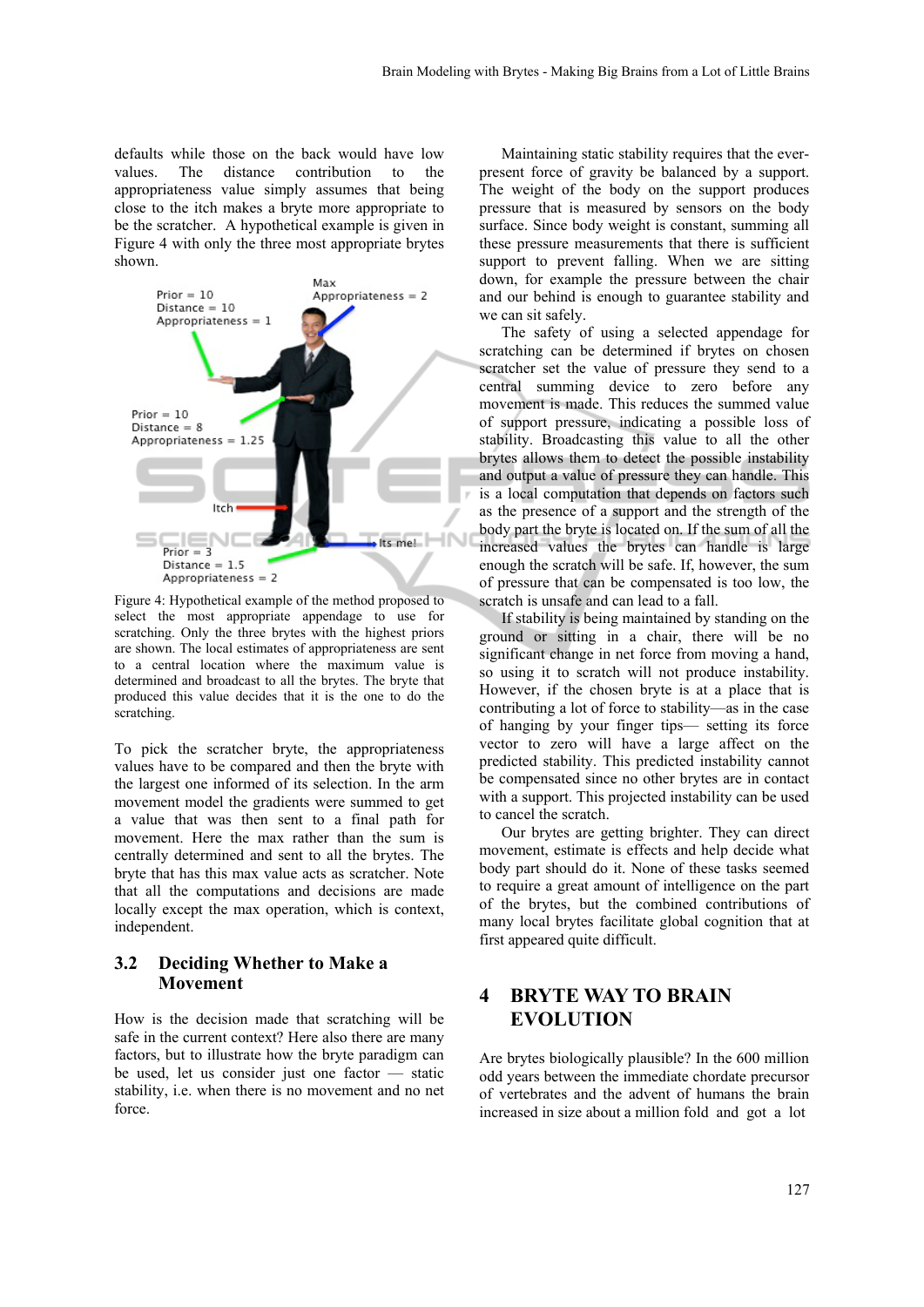defaults while those on the back would have low values. The distance contribution to the appropriateness value simply assumes that being close to the itch makes a bryte more appropriate to be the scratcher. A hypothetical example is given in Figure 4 with only the three most appropriate brytes shown.

Figure 4: Hypothetical example of the method proposed to select the most appropriate appendage to use for scratching. Only the three brytes with the highest priors are shown. The local estimates of appropriateness are sent to a central location where the maximum value is determined and broadcast to all the brytes. The bryte that produced this value decides that it is the one to do the scratching.

To pick the scratcher bryte, the appropriateness values have to be compared and then the bryte with the largest one informed of its selection. In the arm movement model the gradients were summed to get a value that was then sent to a final path for movement. Here the max rather than the sum is centrally determined and sent to all the brytes. The bryte that has this max value acts as scratcher. Note that all the computations and decisions are made locally except the max operation, which is context, independent.

### 3.2 Deciding Whether to Make a Movement

How is the decision made that scratching will be safe in the current context? Here also there are many factors, but to illustrate how the bryte paradigm can be used, let us consider just one factor — static stability, i.e. when there is no movement and no net force.

Maintaining static stability requires that the ever-present force of gravity be balanced by a support. The weight of the body on the support produces pressure that is measured by sensors on the body surface. Since body weight is constant, summing all these pressure measurements that there is sufficient support to prevent falling. When we are sitting down, for example the pressure between the chair and our behind is enough to guarantee stability and we can sit safely.

The safety of using a selected appendage for scratching can be determined if brytes on chosen scratcher set the value of pressure they send to a central summing device to zero before any movement is made. This reduces the summed value of support pressure, indicating a possible loss of stability. Broadcasting this value to all the other brytes allows them to detect the possible instability and output a value of pressure they can handle. This is a local computation that depends on factors such as the presence of a support and the strength of the body part the bryte is located on. If the sum of all the increased values the brytes can handle is large enough the scratch will be safe. If, however, the sum of pressure that can be compensated is too low, the scratch is unsafe and can lead to a fall.

If stability is being maintained by standing on the ground or sitting in a chair, there will be no significant change in net force from moving a hand, so using it to scratch will not produce instability. However, if the chosen bryte is at a place that is contributing a lot of force to stability—as in the case of hanging by your finger tips— setting its force vector to zero will have a large affect on the predicted stability. This predicted instability cannot be compensated since no other brytes are in contact with a support. This projected instability can be used to cancel the scratch.

Our brytes are getting brighter. They can direct movement, estimate is effects and help decide what body part should do it. None of these tasks seemed to require a great amount of intelligence on the part of the brytes, but the combined contributions of many local brytes facilitate global cognition that at first appeared quite difficult.

## 4 BRYTE WAY TO BRAIN EVOLUTION

Are brytes biologically plausible? In the 600 million odd years between the immediate chordate precursor of vertebrates and the advent of humans the brain increased in size about a million fold and got a lot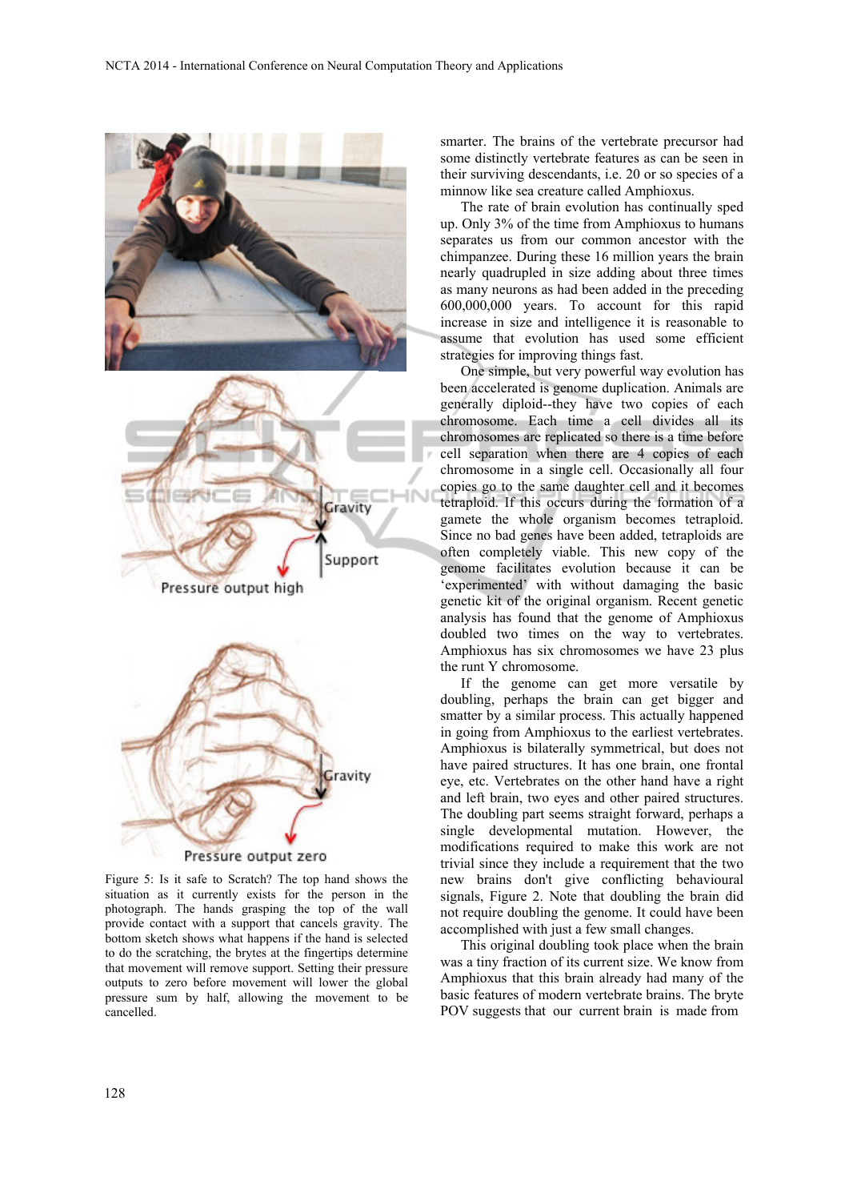Figure 5: Is it safe to Scratch? The top hand shows the situation as it currently exists for the person in the photograph. The hands grasping the top of the wall provide contact with a support that cancels gravity. The bottom sketch shows what happens if the hand is selected to do the scratching, the brytes at the fingertips determine that movement will remove support. Setting their pressure outputs to zero before movement will lower the global pressure sum by half, allowing the movement to be cancelled.

smarter. The brains of the vertebrate precursor had some distinctly vertebrate features as can be seen in their surviving descendants, i.e. 20 or so species of a minnow like sea creature called Amphioxus.

The rate of brain evolution has continually sped up. Only 3% of the time from Amphioxus to humans separates us from our common ancestor with the chimpanzee. During these 16 million years the brain nearly quadrupled in size adding about three times as many neurons as had been added in the preceding 600,000,000 years. To account for this rapid increase in size and intelligence it is reasonable to assume that evolution has used some efficient strategies for improving things fast.

One simple, but very powerful way evolution has been accelerated is genome duplication. Animals are generally diploid--they have two copies of each chromosome. Each time a cell divides all its chromosomes are replicated so there is a time before cell separation when there are 4 copies of each chromosome in a single cell. Occasionally all four copies go to the same daughter cell and it becomes tetraploid. If this occurs during the formation of a gamete the whole organism becomes tetraploid. Since no bad genes have been added, tetraploids are often completely viable. This new copy of the genome facilitates evolution because it can be 'experimented' with without damaging the basic genetic kit of the original organism. Recent genetic analysis has found that the genome of Amphioxus doubled two times on the way to vertebrates. Amphioxus has six chromosomes we have 23 plus the runt Y chromosome.

If the genome can get more versatile by doubling, perhaps the brain can get bigger and smatter by a similar process. This actually happened in going from Amphioxus to the earliest vertebrates. Amphioxus is bilaterally symmetrical, but does not have paired structures. It has one brain, one frontal eye, etc. Vertebrates on the other hand have a right and left brain, two eyes and other paired structures. The doubling part seems straight forward, perhaps a single developmental mutation. However, the modifications required to make this work are not trivial since they include a requirement that the two new brains don't give conflicting behavioural signals, Figure 2. Note that doubling the brain did not require doubling the genome. It could have been accomplished with just a few small changes.

This original doubling took place when the brain was a tiny fraction of its current size. We know from Amphioxus that this brain already had many of the basic features of modern vertebrate brains. The bryte POV suggests that our current brain is made from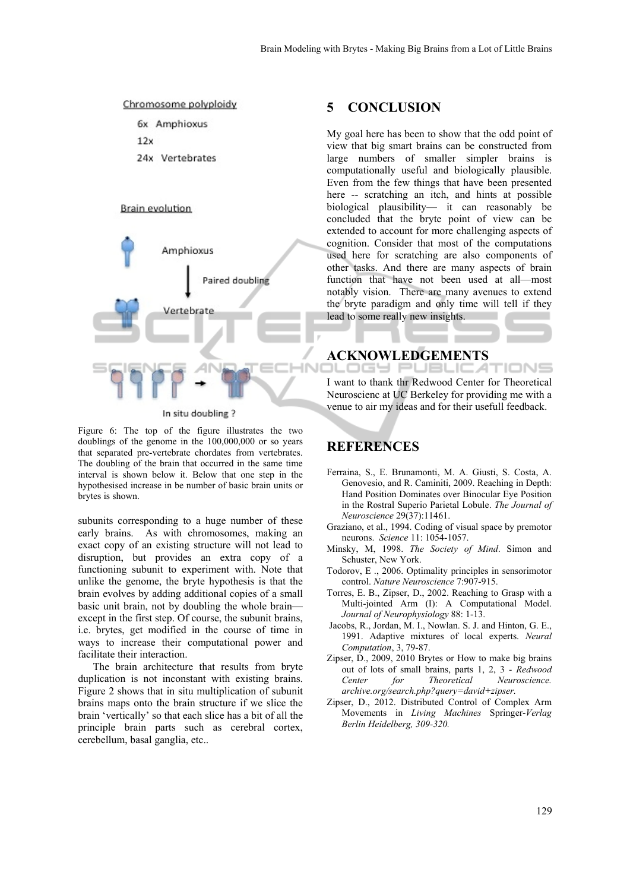Chromosome polyploidy

6x Amphioxus

12x

24x Vertebrates

Brain evolution

Amphioxus

Paired doubling

Vertebrate

In situ doubling ?

Figure 6: The top of the figure illustrates the two doublings of the genome in the 100,000,000 or so years that separated pre-vertebrate chordates from vertebrates. The doubling of the brain that occurred in the same time interval is shown below it. Below that one step in the hypothesised increase in be number of basic brain units or brytes is shown.

subunits corresponding to a huge number of these early brains. As with chromosomes, making an exact copy of an existing structure will not lead to disruption, but provides an extra copy of a functioning subunit to experiment with. Note that unlike the genome, the bryte hypothesis is that the brain evolves by adding additional copies of a small basic unit brain, not by doubling the whole brain—except in the first step. Of course, the subunit brains, i.e. brytes, get modified in the course of time in ways to increase their computational power and facilitate their interaction.

The brain architecture that results from bryte duplication is not inconstant with existing brains. Figure 2 shows that in situ multiplication of subunit brains maps onto the brain structure if we slice the brain 'vertically' so that each slice has a bit of all the principle brain parts such as cerebral cortex, cerebellum, basal ganglia, etc..

## 5 CONCLUSION

My goal here has been to show that the odd point of view that big smart brains can be constructed from large numbers of smaller simpler brains is computationally useful and biologically plausible. Even from the few things that have been presented here -- scratching an itch, and hints at possible biological plausibility— it can reasonably be concluded that the bryte point of view can be extended to account for more challenging aspects of cognition. Consider that most of the computations used here for scratching are also components of other tasks. And there are many aspects of brain function that have not been used at all—most notably vision. There are many avenues to extend the bryte paradigm and only time will tell if they lead to some really new insights.

## ACKNOWLEDGEMENTS

I want to thank thr Redwood Center for Theoretical Neuroscienc at UC Berkeley for providing me with a venue to air my ideas and for their usefull feedback.

## REFERENCES

Ferraina, S., E. Brunamonti, M. A. Giusti, S. Costa, A. Genovesio, and R. Caminiti, 2009. Reaching in Depth: Hand Position Dominates over Binocular Eye Position in the Rostral Superio Parietal Lobule. *The Journal of Neuroscience* 29(37):11461.

Graziano, et al., 1994. Coding of visual space by premotor neurons. *Science* 11: 1054-1057.

Minsky, M, 1998. *The Society of Mind*. Simon and Schuster, New York.

Todorov, E ., 2006. Optimality principles in sensorimotor control. *Nature Neuroscience* 7:907-915.

Torres, E. B., Zipser, D., 2002. Reaching to Grasp with a Multi-jointed Arm (I): A Computational Model. *Journal of Neurophysiology* 88: 1-13.

Jacobs, R., Jordan, M. I., Nowlan. S. J. and Hinton, G. E., 1991. Adaptive mixtures of local experts. *Neural Computation*, 3, 79-87.

Zipser, D., 2009, 2010 Brytes or How to make big brains out of lots of small brains, parts 1, 2, 3 - *Redwood Center for Theoretical Neuroscience. archive.org/search.php?query=david+zipser.*

Zipser, D., 2012. Distributed Control of Complex Arm Movements in *Living Machines* Springer-*Verlag Berlin Heidelberg, 309-320.*